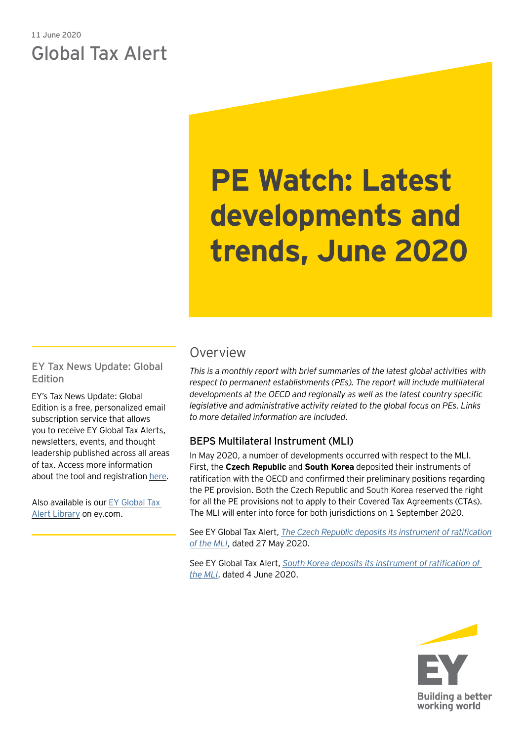11 June 2020

Global Tax Alert

# PE Watch: Latest developments and trends, June 2020

## EY Tax News Update: Global Edition

EY's Tax News Update: Global Edition is a free, personalized email subscription service that allows you to receive EY Global Tax Alerts, newsletters, events, and thought leadership published across all areas of tax. Access more information about the tool and registration here.

Also available is our EY Global Tax Alert Library on ey.com.

## Overview

*This is a monthly report with brief summaries of the latest global activities with respect to permanent establishments (PEs). The report will include multilateral developments at the OECD and regionally as well as the latest country specific legislative and administrative activity related to the global focus on PEs. Links to more detailed information are included.*

### BEPS Multilateral Instrument (MLI)

In May 2020, a number of developments occurred with respect to the MLI. First, the **Czech Republic** and **South Korea** deposited their instruments of ratification with the OECD and confirmed their preliminary positions regarding the PE provision. Both the Czech Republic and South Korea reserved the right for all the PE provisions not to apply to their Covered Tax Agreements (CTAs). The MLI will enter into force for both jurisdictions on 1 September 2020.

See EY Global Tax Alert, *The Czech Republic deposits its instrument of ratification of the MLI*, dated 27 May 2020.

See EY Global Tax Alert, *South Korea deposits its instrument of ratification of the MLI*, dated 4 June 2020.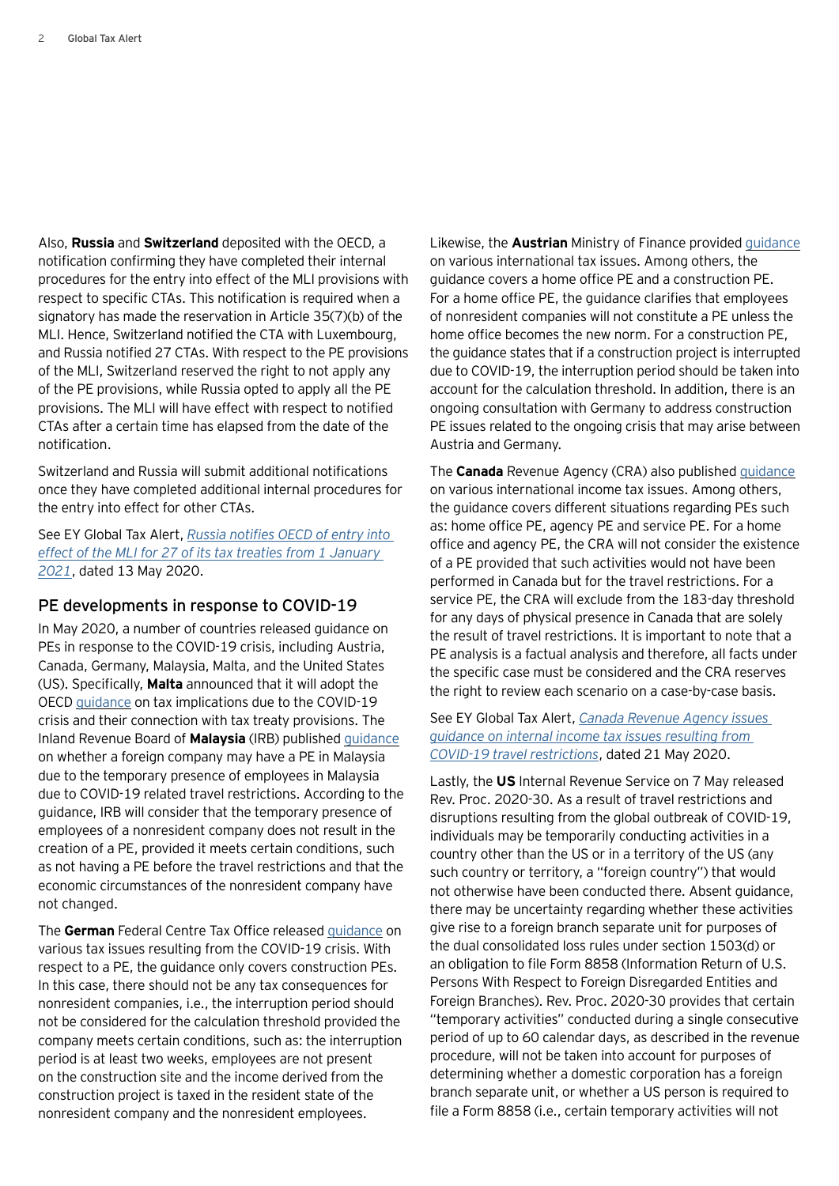Also, **Russia** and **Switzerland** deposited with the OECD, a notification confirming they have completed their internal procedures for the entry into effect of the MLI provisions with respect to specific CTAs. This notification is required when a signatory has made the reservation in Article 35(7)(b) of the MLI. Hence, Switzerland notified the CTA with Luxembourg, and Russia notified 27 CTAs. With respect to the PE provisions of the MLI, Switzerland reserved the right to not apply any of the PE provisions, while Russia opted to apply all the PE provisions. The MLI will have effect with respect to notified CTAs after a certain time has elapsed from the date of the notification.

Switzerland and Russia will submit additional notifications once they have completed additional internal procedures for the entry into effect for other CTAs.

See EY Global Tax Alert, *Russia notifies OECD of entry into effect of the MLI for 27 of its tax treaties from 1 January 2021*, dated 13 May 2020.

## PE developments in response to COVID-19

In May 2020, a number of countries released guidance on PEs in response to the COVID-19 crisis, including Austria, Canada, Germany, Malaysia, Malta, and the United States (US). Specifically, **Malta** announced that it will adopt the OECD guidance on tax implications due to the COVID-19 crisis and their connection with tax treaty provisions. The Inland Revenue Board of **Malaysia** (IRB) published guidance on whether a foreign company may have a PE in Malaysia due to the temporary presence of employees in Malaysia due to COVID-19 related travel restrictions. According to the guidance, IRB will consider that the temporary presence of employees of a nonresident company does not result in the creation of a PE, provided it meets certain conditions, such as not having a PE before the travel restrictions and that the economic circumstances of the nonresident company have not changed.

The **German** Federal Centre Tax Office released guidance on various tax issues resulting from the COVID-19 crisis. With respect to a PE, the guidance only covers construction PEs. In this case, there should not be any tax consequences for nonresident companies, i.e., the interruption period should not be considered for the calculation threshold provided the company meets certain conditions, such as: the interruption period is at least two weeks, employees are not present on the construction site and the income derived from the construction project is taxed in the resident state of the nonresident company and the nonresident employees.

Likewise, the **Austrian** Ministry of Finance provided guidance on various international tax issues. Among others, the guidance covers a home office PE and a construction PE. For a home office PE, the guidance clarifies that employees of nonresident companies will not constitute a PE unless the home office becomes the new norm. For a construction PE, the guidance states that if a construction project is interrupted due to COVID-19, the interruption period should be taken into account for the calculation threshold. In addition, there is an ongoing consultation with Germany to address construction PE issues related to the ongoing crisis that may arise between Austria and Germany.

The **Canada** Revenue Agency (CRA) also published guidance on various international income tax issues. Among others, the guidance covers different situations regarding PEs such as: home office PE, agency PE and service PE. For a home office and agency PE, the CRA will not consider the existence of a PE provided that such activities would not have been performed in Canada but for the travel restrictions. For a service PE, the CRA will exclude from the 183-day threshold for any days of physical presence in Canada that are solely the result of travel restrictions. It is important to note that a PE analysis is a factual analysis and therefore, all facts under the specific case must be considered and the CRA reserves the right to review each scenario on a case-by-case basis.

See EY Global Tax Alert, *Canada Revenue Agency issues guidance on internal income tax issues resulting from COVID-19 travel restrictions*, dated 21 May 2020.

Lastly, the **US** Internal Revenue Service on 7 May released Rev. Proc. 2020-30. As a result of travel restrictions and disruptions resulting from the global outbreak of COVID-19, individuals may be temporarily conducting activities in a country other than the US or in a territory of the US (any such country or territory, a "foreign country") that would not otherwise have been conducted there. Absent guidance, there may be uncertainty regarding whether these activities give rise to a foreign branch separate unit for purposes of the dual consolidated loss rules under section 1503(d) or an obligation to file Form 8858 (Information Return of U.S. Persons With Respect to Foreign Disregarded Entities and Foreign Branches). Rev. Proc. 2020-30 provides that certain "temporary activities" conducted during a single consecutive period of up to 60 calendar days, as described in the revenue procedure, will not be taken into account for purposes of determining whether a domestic corporation has a foreign branch separate unit, or whether a US person is required to file a Form 8858 (i.e., certain temporary activities will not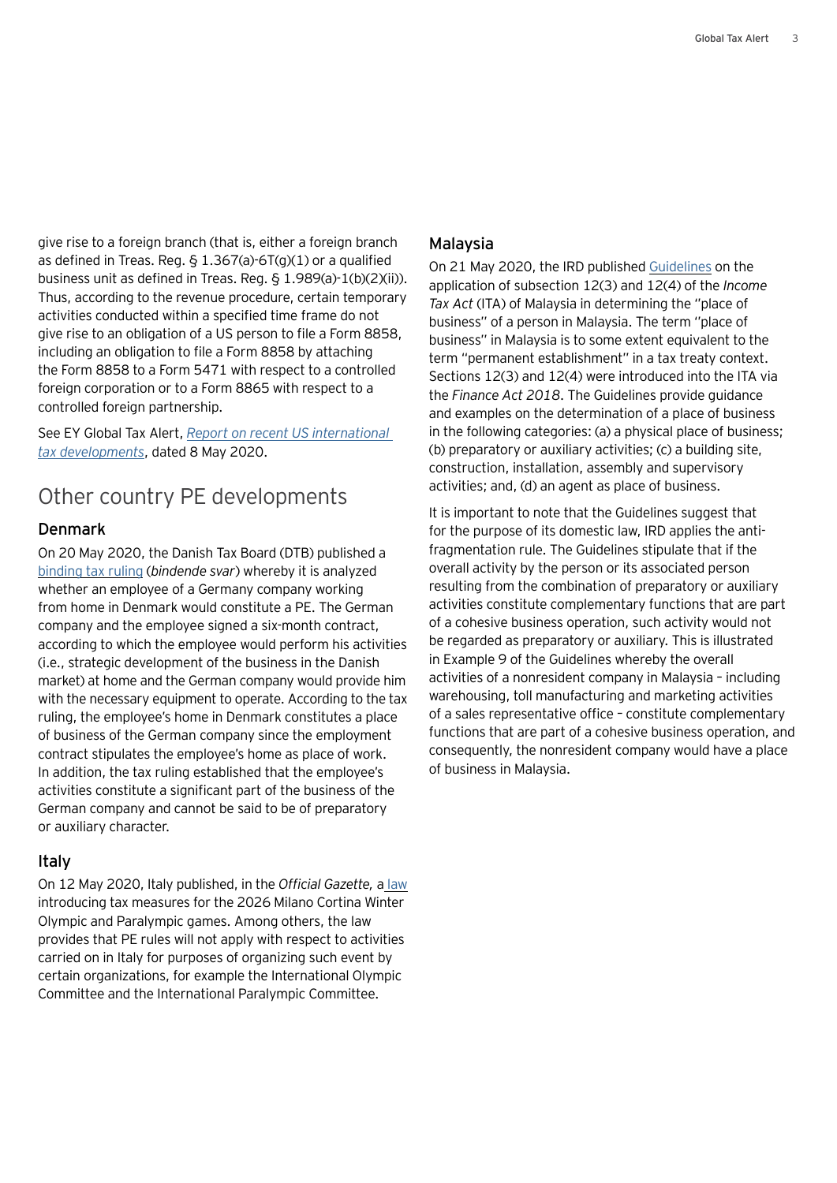give rise to a foreign branch (that is, either a foreign branch as defined in Treas. Reg. § 1.367(a)-6T(g)(1) or a qualified business unit as defined in Treas. Reg. § 1.989(a)-1(b)(2)(ii)). Thus, according to the revenue procedure, certain temporary activities conducted within a specified time frame do not give rise to an obligation of a US person to file a Form 8858, including an obligation to file a Form 8858 by attaching the Form 8858 to a Form 5471 with respect to a controlled foreign corporation or to a Form 8865 with respect to a controlled foreign partnership.

See EY Global Tax Alert, *Report on recent US international tax developments*, dated 8 May 2020.

## Other country PE developments

### Denmark

On 20 May 2020, the Danish Tax Board (DTB) published a binding tax ruling (*bindende svar*) whereby it is analyzed whether an employee of a Germany company working from home in Denmark would constitute a PE. The German company and the employee signed a six-month contract, according to which the employee would perform his activities (i.e., strategic development of the business in the Danish market) at home and the German company would provide him with the necessary equipment to operate. According to the tax ruling, the employee's home in Denmark constitutes a place of business of the German company since the employment contract stipulates the employee's home as place of work. In addition, the tax ruling established that the employee's activities constitute a significant part of the business of the German company and cannot be said to be of preparatory or auxiliary character.

### Italy

On 12 May 2020, Italy published, in the *Official Gazette,* a law introducing tax measures for the 2026 Milano Cortina Winter Olympic and Paralympic games. Among others, the law provides that PE rules will not apply with respect to activities carried on in Italy for purposes of organizing such event by certain organizations, for example the International Olympic Committee and the International Paralympic Committee.

### Malaysia

On 21 May 2020, the IRD published Guidelines on the application of subsection 12(3) and 12(4) of the *Income Tax Act* (ITA) of Malaysia in determining the "place of business" of a person in Malaysia. The term "place of business" in Malaysia is to some extent equivalent to the term "permanent establishment" in a tax treaty context. Sections 12(3) and 12(4) were introduced into the ITA via the *Finance Act 2018*. The Guidelines provide guidance and examples on the determination of a place of business in the following categories: (a) a physical place of business; (b) preparatory or auxiliary activities; (c) a building site, construction, installation, assembly and supervisory activities; and, (d) an agent as place of business.

It is important to note that the Guidelines suggest that for the purpose of its domestic law, IRD applies the anti-fragmentation rule. The Guidelines stipulate that if the overall activity by the person or its associated person resulting from the combination of preparatory or auxiliary activities constitute complementary functions that are part of a cohesive business operation, such activity would not be regarded as preparatory or auxiliary. This is illustrated in Example 9 of the Guidelines whereby the overall activities of a nonresident company in Malaysia – including warehousing, toll manufacturing and marketing activities of a sales representative office – constitute complementary functions that are part of a cohesive business operation, and consequently, the nonresident company would have a place of business in Malaysia.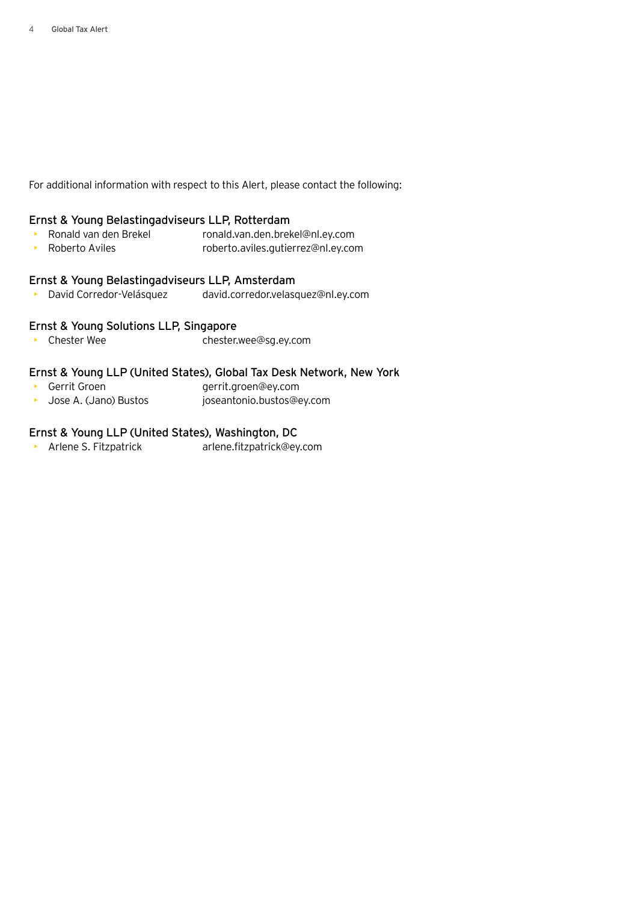For additional information with respect to this Alert, please contact the following:

### Ernst & Young Belastingadviseurs LLP, Rotterdam

- Ronald van den Brekel ronald.van.den.brekel@nl.ey.com
- Roberto Aviles roberto.aviles.gutierrez@nl.ey.com

### Ernst & Young Belastingadviseurs LLP, Amsterdam

- David Corredor-Velásquez david.corredor.velasquez@nl.ey.com

### Ernst & Young Solutions LLP, Singapore

- Chester Wee chester.wee@sg.ey.com

### Ernst & Young LLP (United States), Global Tax Desk Network, New York

- Gerrit Groen gerrit.groen@ey.com
- Jose A. (Jano) Bustos joseantonio.bustos@ey.com

### Ernst & Young LLP (United States), Washington, DC

- Arlene S. Fitzpatrick arlene.fitzpatrick@ey.com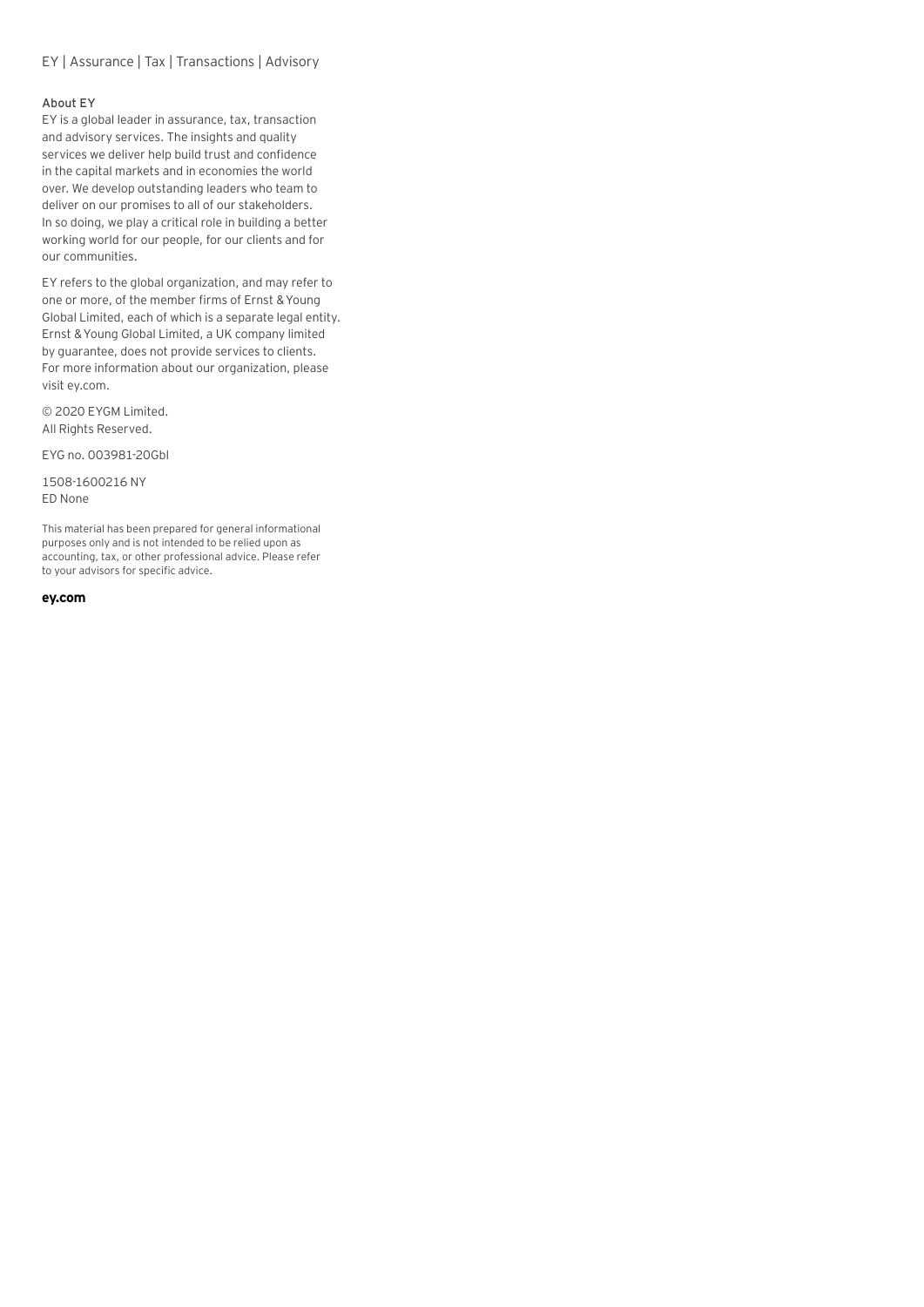EY | Assurance | Tax | Transactions | Advisory

## About EY

EY is a global leader in assurance, tax, transaction and advisory services. The insights and quality services we deliver help build trust and confidence in the capital markets and in economies the world over. We develop outstanding leaders who team to deliver on our promises to all of our stakeholders. In so doing, we play a critical role in building a better working world for our people, for our clients and for our communities.

EY refers to the global organization, and may refer to one or more, of the member firms of Ernst & Young Global Limited, each of which is a separate legal entity. Ernst & Young Global Limited, a UK company limited by guarantee, does not provide services to clients. For more information about our organization, please visit ey.com.

© 2020 EYGM Limited.
All Rights Reserved.

EYG no. 003981-20Gbl

1508-1600216 NY
ED None

This material has been prepared for general informational purposes only and is not intended to be relied upon as accounting, tax, or other professional advice. Please refer to your advisors for specific advice.

**ey.com**